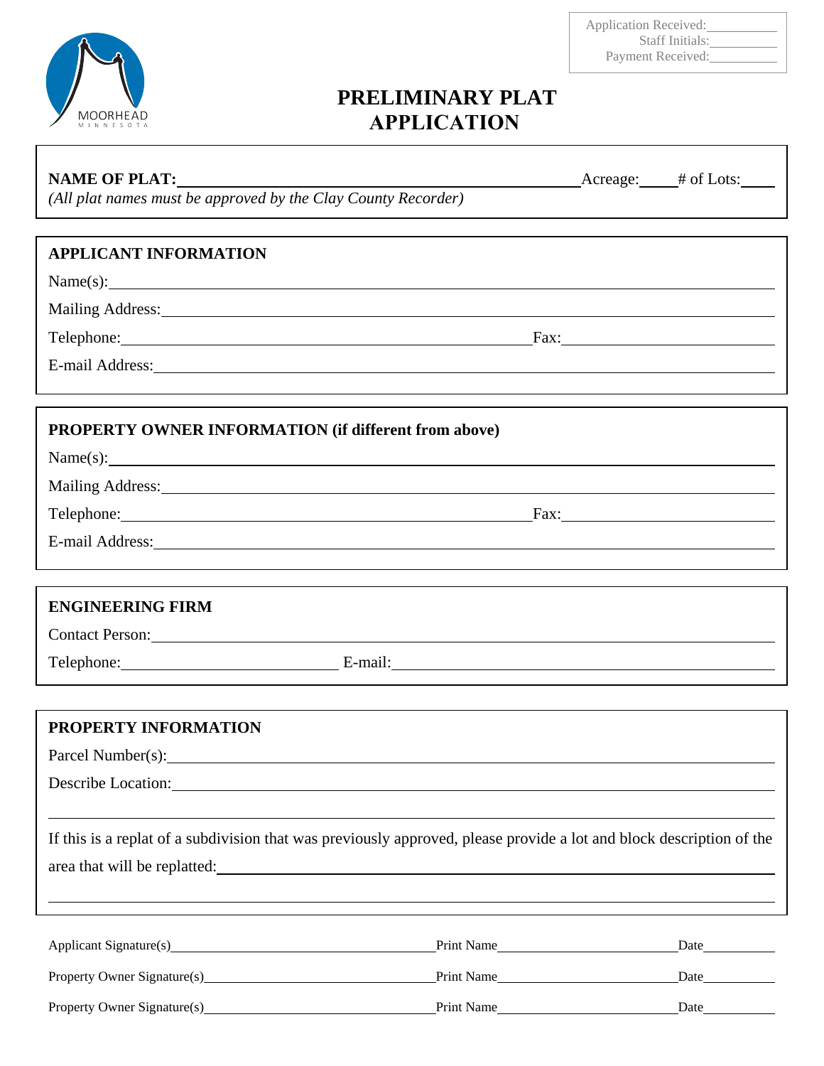Application Received:\_\_\_\_\_\_\_\_\_\_
Staff Initials:\_\_\_\_\_\_\_\_\_\_
Payment Received:\_\_\_\_\_\_\_\_\_\_

MOORHEAD
MINNESOTA

# PRELIMINARY PLAT APPLICATION

**NAME OF PLAT:**\_\_\_\_\_\_\_\_\_\_\_\_\_\_\_\_\_\_\_\_\_\_\_\_\_\_\_\_\_\_\_\_\_\_\_\_\_\_\_\_ Acreage:\_\_\_\_\_ # of Lots:\_\_\_\_\_

*(All plat names must be approved by the Clay County Recorder)*

## APPLICANT INFORMATION

Name(s):\_\_\_\_\_\_\_\_\_\_\_\_\_\_\_\_\_\_\_\_\_\_\_\_\_\_\_\_\_\_\_\_\_\_\_\_\_\_\_\_\_\_\_\_\_\_\_\_\_\_\_\_\_\_\_\_\_\_

Mailing Address:\_\_\_\_\_\_\_\_\_\_\_\_\_\_\_\_\_\_\_\_\_\_\_\_\_\_\_\_\_\_\_\_\_\_\_\_\_\_\_\_\_\_\_\_\_\_\_\_\_\_\_\_

Telephone:\_\_\_\_\_\_\_\_\_\_\_\_\_\_\_\_\_\_\_\_\_\_\_\_\_\_\_\_\_\_\_\_\_\_ Fax:\_\_\_\_\_\_\_\_\_\_\_\_\_\_\_\_\_\_\_\_

E-mail Address:\_\_\_\_\_\_\_\_\_\_\_\_\_\_\_\_\_\_\_\_\_\_\_\_\_\_\_\_\_\_\_\_\_\_\_\_\_\_\_\_\_\_\_\_\_\_\_\_\_\_\_\_\_

## PROPERTY OWNER INFORMATION (if different from above)

Name(s):\_\_\_\_\_\_\_\_\_\_\_\_\_\_\_\_\_\_\_\_\_\_\_\_\_\_\_\_\_\_\_\_\_\_\_\_\_\_\_\_\_\_\_\_\_\_\_\_\_\_\_\_\_\_\_\_\_\_

Mailing Address:\_\_\_\_\_\_\_\_\_\_\_\_\_\_\_\_\_\_\_\_\_\_\_\_\_\_\_\_\_\_\_\_\_\_\_\_\_\_\_\_\_\_\_\_\_\_\_\_\_\_\_\_

Telephone:\_\_\_\_\_\_\_\_\_\_\_\_\_\_\_\_\_\_\_\_\_\_\_\_\_\_\_\_\_\_\_\_\_\_ Fax:\_\_\_\_\_\_\_\_\_\_\_\_\_\_\_\_\_\_\_\_

E-mail Address:\_\_\_\_\_\_\_\_\_\_\_\_\_\_\_\_\_\_\_\_\_\_\_\_\_\_\_\_\_\_\_\_\_\_\_\_\_\_\_\_\_\_\_\_\_\_\_\_\_\_\_\_\_

## ENGINEERING FIRM

Contact Person:\_\_\_\_\_\_\_\_\_\_\_\_\_\_\_\_\_\_\_\_\_\_\_\_\_\_\_\_\_\_\_\_\_\_\_\_\_\_\_\_\_\_\_\_\_\_\_\_\_\_\_\_\_\_

Telephone:\_\_\_\_\_\_\_\_\_\_\_\_\_\_\_\_\_\_\_\_ E-mail:\_\_\_\_\_\_\_\_\_\_\_\_\_\_\_\_\_\_\_\_\_\_\_\_\_\_\_\_\_\_\_\_\_\_

## PROPERTY INFORMATION

Parcel Number(s):\_\_\_\_\_\_\_\_\_\_\_\_\_\_\_\_\_\_\_\_\_\_\_\_\_\_\_\_\_\_\_\_\_\_\_\_\_\_\_\_\_\_\_\_\_\_\_\_\_\_\_\_

Describe Location:\_\_\_\_\_\_\_\_\_\_\_\_\_\_\_\_\_\_\_\_\_\_\_\_\_\_\_\_\_\_\_\_\_\_\_\_\_\_\_\_\_\_\_\_\_\_\_\_\_\_\_

\_\_\_\_\_\_\_\_\_\_\_\_\_\_\_\_\_\_\_\_\_\_\_\_\_\_\_\_\_\_\_\_\_\_\_\_\_\_\_\_\_\_\_\_\_\_\_\_\_\_\_\_\_\_\_\_\_\_\_\_\_\_\_\_\_\_\_\_

If this is a replat of a subdivision that was previously approved, please provide a lot and block description of the area that will be replatted:\_\_\_\_\_\_\_\_\_\_\_\_\_\_\_\_\_\_\_\_\_\_\_\_\_\_\_\_\_\_\_\_\_\_\_\_\_\_\_\_\_\_\_\_

\_\_\_\_\_\_\_\_\_\_\_\_\_\_\_\_\_\_\_\_\_\_\_\_\_\_\_\_\_\_\_\_\_\_\_\_\_\_\_\_\_\_\_\_\_\_\_\_\_\_\_\_\_\_\_\_\_\_\_\_\_\_\_\_\_\_\_\_

Applicant Signature(s)\_\_\_\_\_\_\_\_\_\_\_\_\_\_\_\_\_\_\_\_\_\_\_\_ Print Name\_\_\_\_\_\_\_\_\_\_\_\_\_\_\_\_\_\_\_\_ Date\_\_\_\_\_\_\_\_\_\_

Property Owner Signature(s)\_\_\_\_\_\_\_\_\_\_\_\_\_\_\_\_\_\_\_\_\_\_\_\_ Print Name\_\_\_\_\_\_\_\_\_\_\_\_\_\_\_\_\_\_\_\_ Date\_\_\_\_\_\_\_\_\_\_

Property Owner Signature(s)\_\_\_\_\_\_\_\_\_\_\_\_\_\_\_\_\_\_\_\_\_\_\_\_ Print Name\_\_\_\_\_\_\_\_\_\_\_\_\_\_\_\_\_\_\_\_ Date\_\_\_\_\_\_\_\_\_\_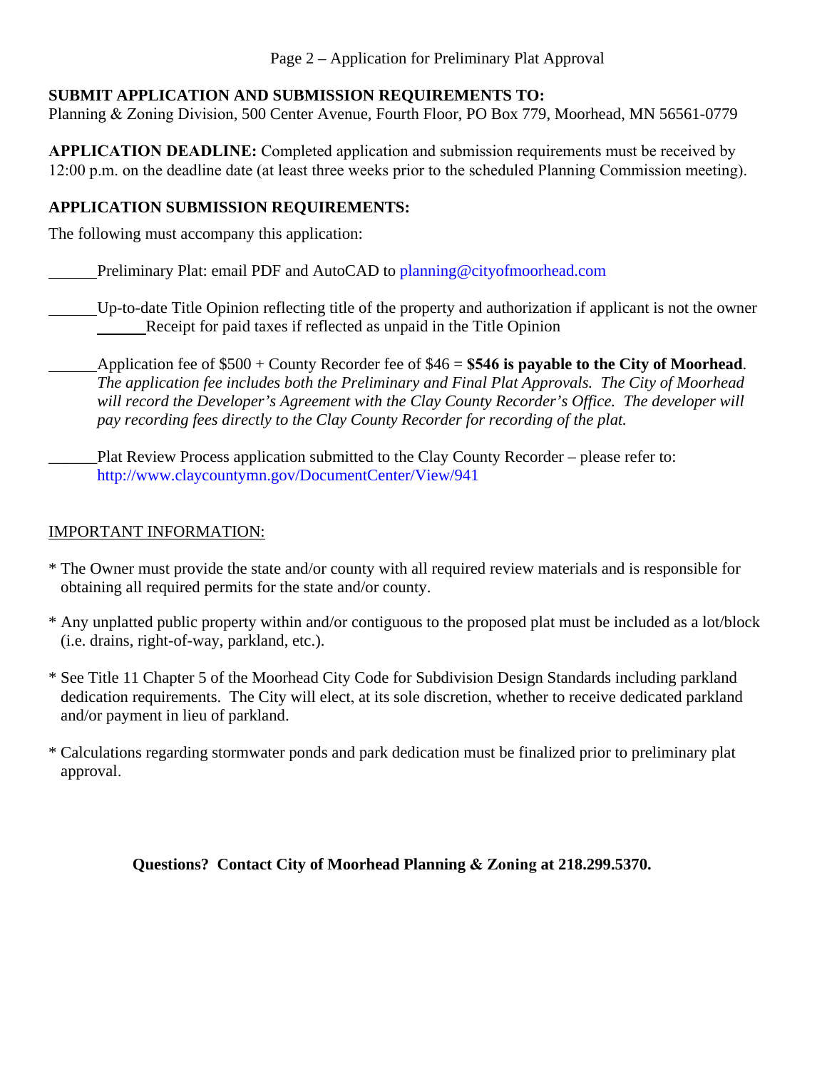## SUBMIT APPLICATION AND SUBMISSION REQUIREMENTS TO:

Planning & Zoning Division, 500 Center Avenue, Fourth Floor, PO Box 779, Moorhead, MN 56561-0779

**APPLICATION DEADLINE:** Completed application and submission requirements must be received by 12:00 p.m. on the deadline date (at least three weeks prior to the scheduled Planning Commission meeting).

## APPLICATION SUBMISSION REQUIREMENTS:

The following must accompany this application:

______Preliminary Plat: email PDF and AutoCAD to planning@cityofmoorhead.com

______Up-to-date Title Opinion reflecting title of the property and authorization if applicant is not the owner

   ______Receipt for paid taxes if reflected as unpaid in the Title Opinion

______Application fee of $500 + County Recorder fee of $46 = **$546 is payable to the City of Moorhead**. *The application fee includes both the Preliminary and Final Plat Approvals. The City of Moorhead will record the Developer's Agreement with the Clay County Recorder's Office. The developer will pay recording fees directly to the Clay County Recorder for recording of the plat.*

______Plat Review Process application submitted to the Clay County Recorder – please refer to: http://www.claycountymn.gov/DocumentCenter/View/941

<u>IMPORTANT INFORMATION:</u>

* The Owner must provide the state and/or county with all required review materials and is responsible for obtaining all required permits for the state and/or county.

* Any unplatted public property within and/or contiguous to the proposed plat must be included as a lot/block (i.e. drains, right-of-way, parkland, etc.).

* See Title 11 Chapter 5 of the Moorhead City Code for Subdivision Design Standards including parkland dedication requirements. The City will elect, at its sole discretion, whether to receive dedicated parkland and/or payment in lieu of parkland.

* Calculations regarding stormwater ponds and park dedication must be finalized prior to preliminary plat approval.

**Questions? Contact City of Moorhead Planning & Zoning at 218.299.5370.**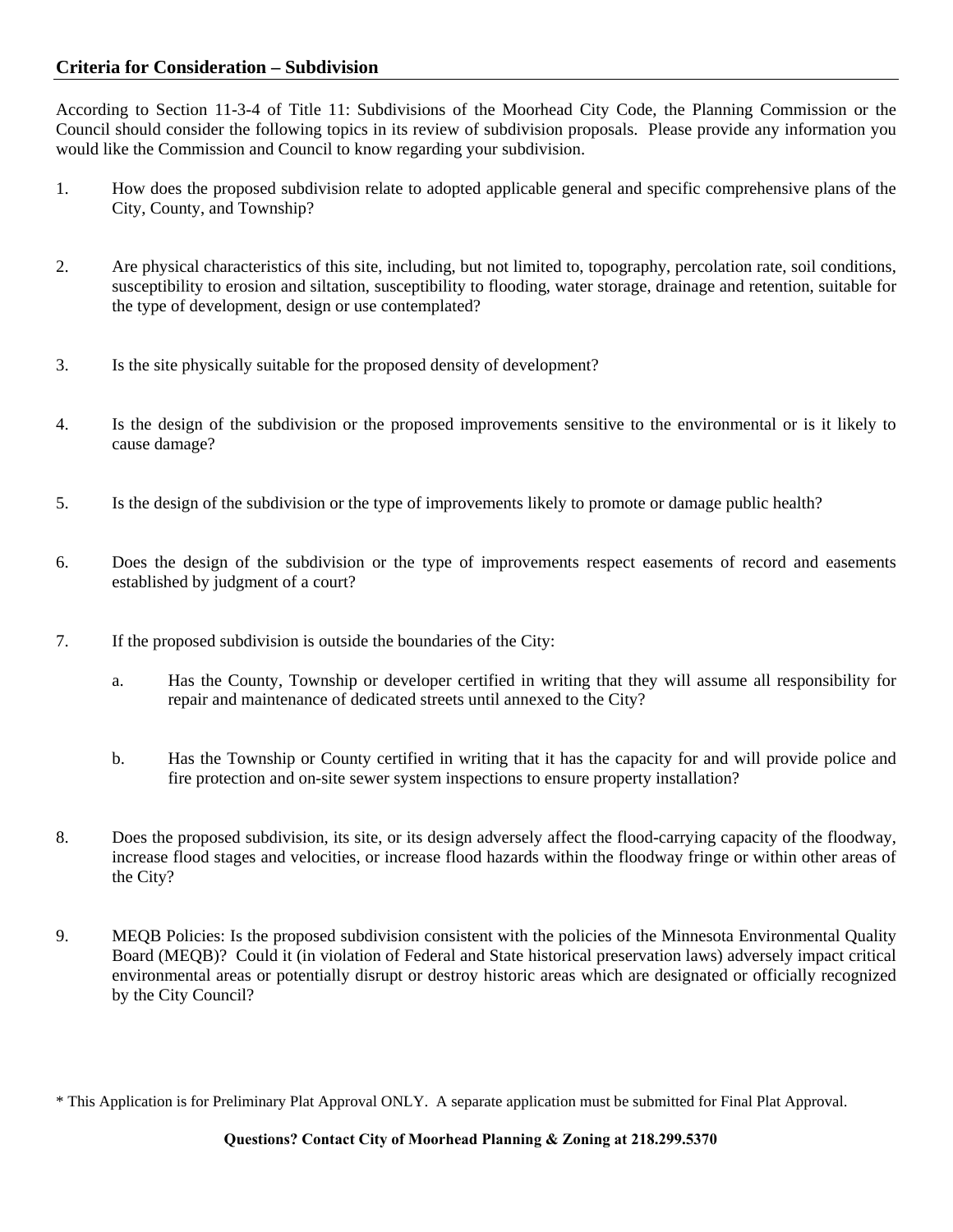## Criteria for Consideration – Subdivision

According to Section 11-3-4 of Title 11: Subdivisions of the Moorhead City Code, the Planning Commission or the Council should consider the following topics in its review of subdivision proposals. Please provide any information you would like the Commission and Council to know regarding your subdivision.

1. How does the proposed subdivision relate to adopted applicable general and specific comprehensive plans of the City, County, and Township?

2. Are physical characteristics of this site, including, but not limited to, topography, percolation rate, soil conditions, susceptibility to erosion and siltation, susceptibility to flooding, water storage, drainage and retention, suitable for the type of development, design or use contemplated?

3. Is the site physically suitable for the proposed density of development?

4. Is the design of the subdivision or the proposed improvements sensitive to the environmental or is it likely to cause damage?

5. Is the design of the subdivision or the type of improvements likely to promote or damage public health?

6. Does the design of the subdivision or the type of improvements respect easements of record and easements established by judgment of a court?

7. If the proposed subdivision is outside the boundaries of the City:

   a. Has the County, Township or developer certified in writing that they will assume all responsibility for repair and maintenance of dedicated streets until annexed to the City?

   b. Has the Township or County certified in writing that it has the capacity for and will provide police and fire protection and on-site sewer system inspections to ensure property installation?

8. Does the proposed subdivision, its site, or its design adversely affect the flood-carrying capacity of the floodway, increase flood stages and velocities, or increase flood hazards within the floodway fringe or within other areas of the City?

9. MEQB Policies: Is the proposed subdivision consistent with the policies of the Minnesota Environmental Quality Board (MEQB)? Could it (in violation of Federal and State historical preservation laws) adversely impact critical environmental areas or potentially disrupt or destroy historic areas which are designated or officially recognized by the City Council?

* This Application is for Preliminary Plat Approval ONLY. A separate application must be submitted for Final Plat Approval.

**Questions? Contact City of Moorhead Planning & Zoning at 218.299.5370**